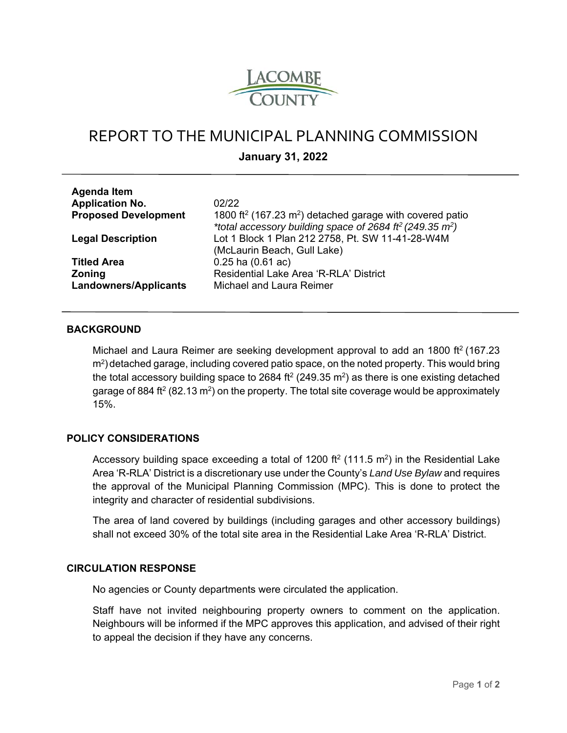# REPORT TO THE MUNICIPAL PLANNING COMMISSION

**January 31, 2022**

| | |
|---|---|
| **Agenda Item** | |
| **Application No.** | 02/22 |
| **Proposed Development** | 1800 ft$^2$ (167.23 m$^2$) detached garage with covered patio<br>*\*total accessory building space of 2684 ft$^2$ (249.35 m$^2$)* |
| **Legal Description** | Lot 1 Block 1 Plan 212 2758, Pt. SW 11-41-28-W4M<br>(McLaurin Beach, Gull Lake) |
| **Titled Area** | 0.25 ha (0.61 ac) |
| **Zoning** | Residential Lake Area 'R-RLA' District |
| **Landowners/Applicants** | Michael and Laura Reimer |

## BACKGROUND

Michael and Laura Reimer are seeking development approval to add an 1800 ft$^2$ (167.23 m$^2$) detached garage, including covered patio space, on the noted property. This would bring the total accessory building space to 2684 ft$^2$ (249.35 m$^2$) as there is one existing detached garage of 884 ft$^2$ (82.13 m$^2$) on the property. The total site coverage would be approximately 15%.

## POLICY CONSIDERATIONS

Accessory building space exceeding a total of 1200 ft$^2$ (111.5 m$^2$) in the Residential Lake Area 'R-RLA' District is a discretionary use under the County's *Land Use Bylaw* and requires the approval of the Municipal Planning Commission (MPC). This is done to protect the integrity and character of residential subdivisions.

The area of land covered by buildings (including garages and other accessory buildings) shall not exceed 30% of the total site area in the Residential Lake Area 'R-RLA' District.

## CIRCULATION RESPONSE

No agencies or County departments were circulated the application.

Staff have not invited neighbouring property owners to comment on the application. Neighbours will be informed if the MPC approves this application, and advised of their right to appeal the decision if they have any concerns.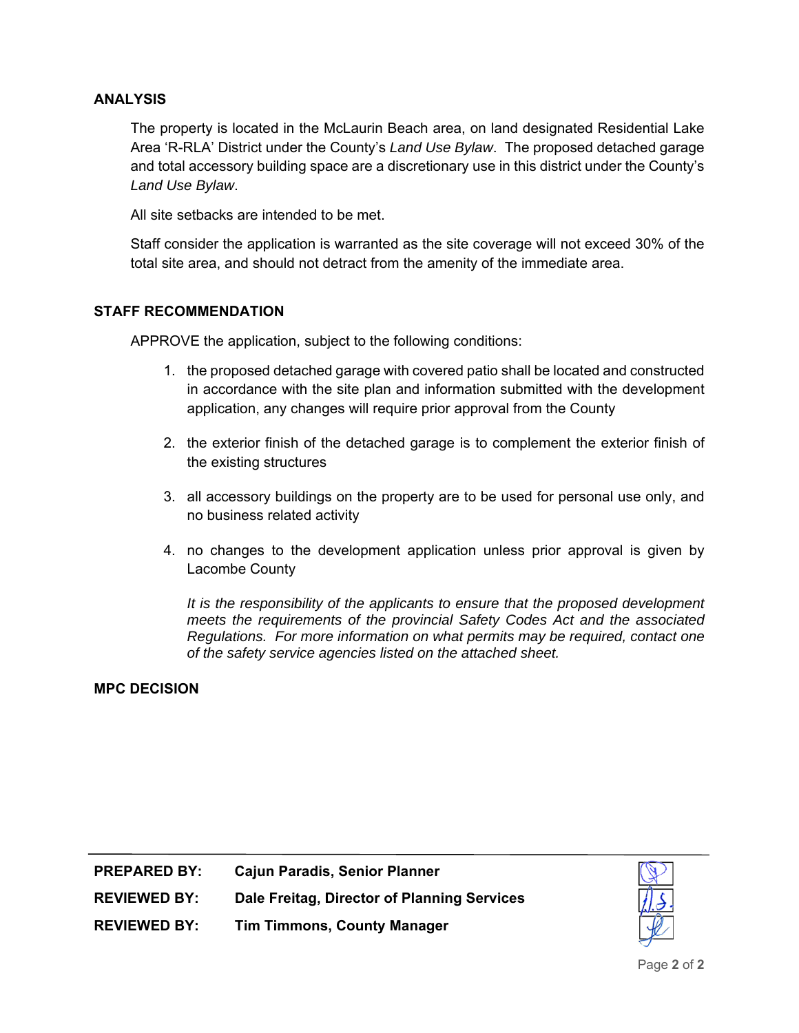## ANALYSIS

The property is located in the McLaurin Beach area, on land designated Residential Lake Area 'R-RLA' District under the County's *Land Use Bylaw*. The proposed detached garage and total accessory building space are a discretionary use in this district under the County's *Land Use Bylaw*.

All site setbacks are intended to be met.

Staff consider the application is warranted as the site coverage will not exceed 30% of the total site area, and should not detract from the amenity of the immediate area.

## STAFF RECOMMENDATION

APPROVE the application, subject to the following conditions:

1. the proposed detached garage with covered patio shall be located and constructed in accordance with the site plan and information submitted with the development application, any changes will require prior approval from the County

2. the exterior finish of the detached garage is to complement the exterior finish of the existing structures

3. all accessory buildings on the property are to be used for personal use only, and no business related activity

4. no changes to the development application unless prior approval is given by Lacombe County

   *It is the responsibility of the applicants to ensure that the proposed development meets the requirements of the provincial Safety Codes Act and the associated Regulations. For more information on what permits may be required, contact one of the safety service agencies listed on the attached sheet.*

## MPC DECISION

**PREPARED BY:** **Cajun Paradis, Senior Planner**

**REVIEWED BY:** **Dale Freitag, Director of Planning Services**

**REVIEWED BY:** **Tim Timmons, County Manager**